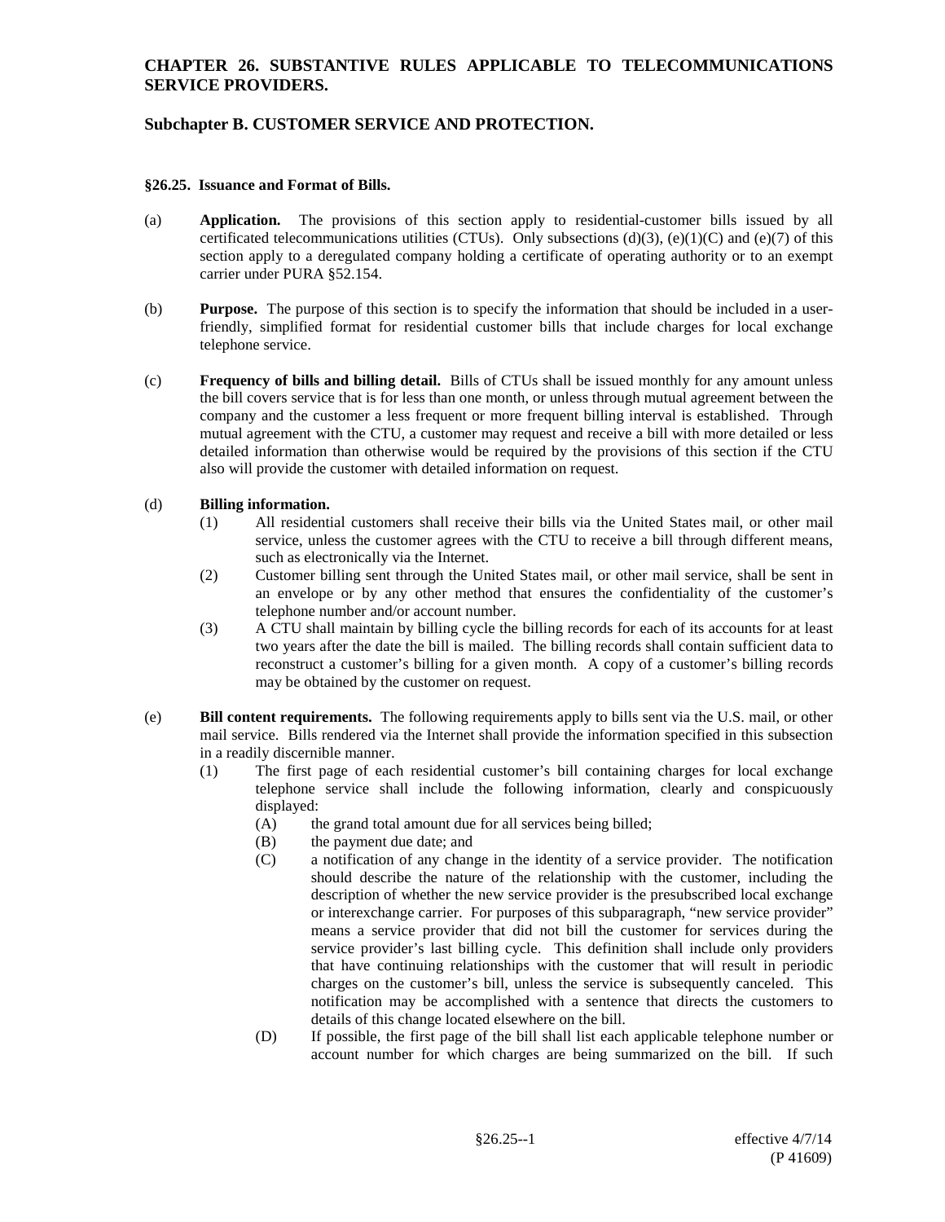# CHAPTER 26. SUBSTANTIVE RULES APPLICABLE TO TELECOMMUNICATIONS SERVICE PROVIDERS.

## Subchapter B. CUSTOMER SERVICE AND PROTECTION.

### §26.25. Issuance and Format of Bills.

(a) **Application.** The provisions of this section apply to residential-customer bills issued by all certificated telecommunications utilities (CTUs). Only subsections (d)(3), (e)(1)(C) and (e)(7) of this section apply to a deregulated company holding a certificate of operating authority or to an exempt carrier under PURA §52.154.

(b) **Purpose.** The purpose of this section is to specify the information that should be included in a user-friendly, simplified format for residential customer bills that include charges for local exchange telephone service.

(c) **Frequency of bills and billing detail.** Bills of CTUs shall be issued monthly for any amount unless the bill covers service that is for less than one month, or unless through mutual agreement between the company and the customer a less frequent or more frequent billing interval is established. Through mutual agreement with the CTU, a customer may request and receive a bill with more detailed or less detailed information than otherwise would be required by the provisions of this section if the CTU also will provide the customer with detailed information on request.

(d) **Billing information.**

(1) All residential customers shall receive their bills via the United States mail, or other mail service, unless the customer agrees with the CTU to receive a bill through different means, such as electronically via the Internet.

(2) Customer billing sent through the United States mail, or other mail service, shall be sent in an envelope or by any other method that ensures the confidentiality of the customer's telephone number and/or account number.

(3) A CTU shall maintain by billing cycle the billing records for each of its accounts for at least two years after the date the bill is mailed. The billing records shall contain sufficient data to reconstruct a customer's billing for a given month. A copy of a customer's billing records may be obtained by the customer on request.

(e) **Bill content requirements.** The following requirements apply to bills sent via the U.S. mail, or other mail service. Bills rendered via the Internet shall provide the information specified in this subsection in a readily discernible manner.

(1) The first page of each residential customer's bill containing charges for local exchange telephone service shall include the following information, clearly and conspicuously displayed:

(A) the grand total amount due for all services being billed;

(B) the payment due date; and

(C) a notification of any change in the identity of a service provider. The notification should describe the nature of the relationship with the customer, including the description of whether the new service provider is the presubscribed local exchange or interexchange carrier. For purposes of this subparagraph, "new service provider" means a service provider that did not bill the customer for services during the service provider's last billing cycle. This definition shall include only providers that have continuing relationships with the customer that will result in periodic charges on the customer's bill, unless the service is subsequently canceled. This notification may be accomplished with a sentence that directs the customers to details of this change located elsewhere on the bill.

(D) If possible, the first page of the bill shall list each applicable telephone number or account number for which charges are being summarized on the bill. If such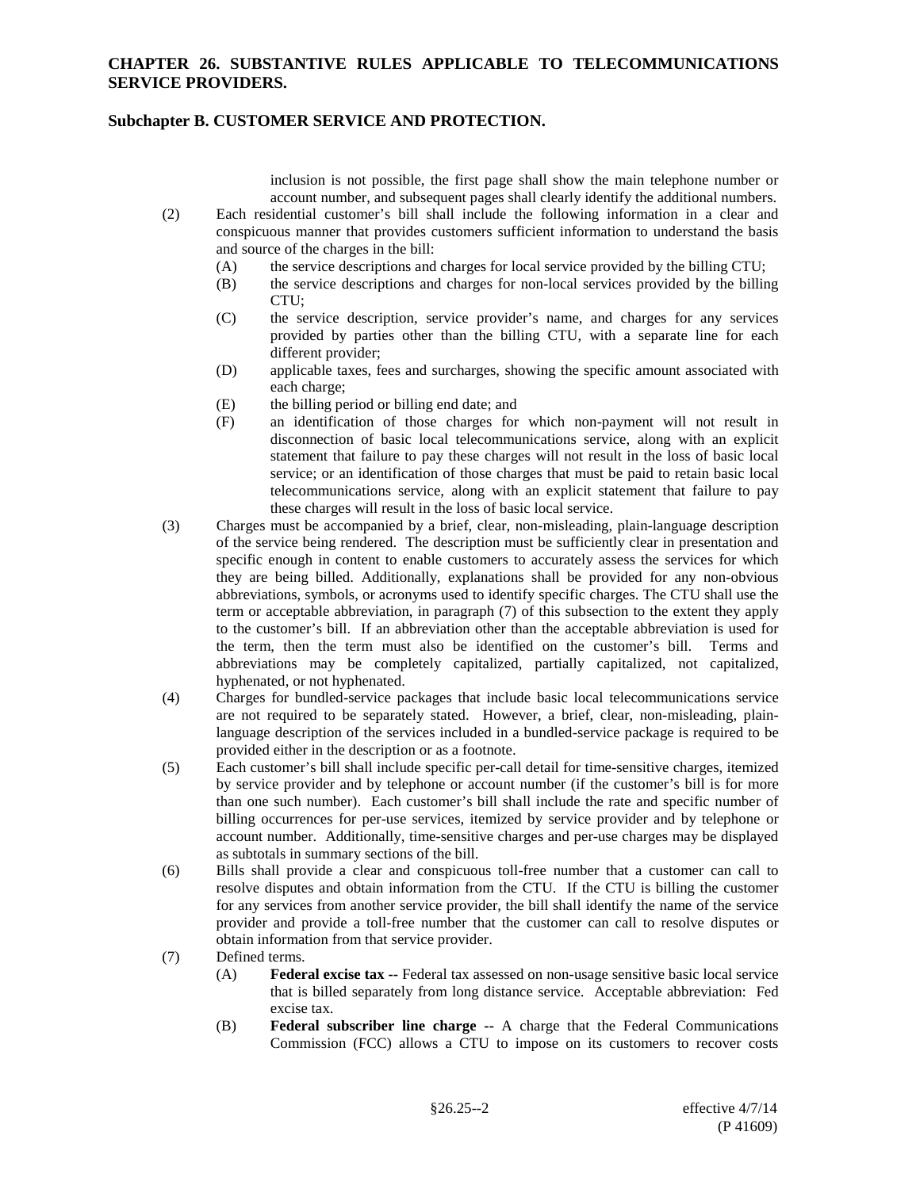inclusion is not possible, the first page shall show the main telephone number or account number, and subsequent pages shall clearly identify the additional numbers.

(2) Each residential customer's bill shall include the following information in a clear and conspicuous manner that provides customers sufficient information to understand the basis and source of the charges in the bill:

(A) the service descriptions and charges for local service provided by the billing CTU;

(B) the service descriptions and charges for non-local services provided by the billing CTU;

(C) the service description, service provider's name, and charges for any services provided by parties other than the billing CTU, with a separate line for each different provider;

(D) applicable taxes, fees and surcharges, showing the specific amount associated with each charge;

(E) the billing period or billing end date; and

(F) an identification of those charges for which non-payment will not result in disconnection of basic local telecommunications service, along with an explicit statement that failure to pay these charges will not result in the loss of basic local service; or an identification of those charges that must be paid to retain basic local telecommunications service, along with an explicit statement that failure to pay these charges will result in the loss of basic local service.

(3) Charges must be accompanied by a brief, clear, non-misleading, plain-language description of the service being rendered. The description must be sufficiently clear in presentation and specific enough in content to enable customers to accurately assess the services for which they are being billed. Additionally, explanations shall be provided for any non-obvious abbreviations, symbols, or acronyms used to identify specific charges. The CTU shall use the term or acceptable abbreviation, in paragraph (7) of this subsection to the extent they apply to the customer's bill. If an abbreviation other than the acceptable abbreviation is used for the term, then the term must also be identified on the customer's bill. Terms and abbreviations may be completely capitalized, partially capitalized, not capitalized, hyphenated, or not hyphenated.

(4) Charges for bundled-service packages that include basic local telecommunications service are not required to be separately stated. However, a brief, clear, non-misleading, plain-language description of the services included in a bundled-service package is required to be provided either in the description or as a footnote.

(5) Each customer's bill shall include specific per-call detail for time-sensitive charges, itemized by service provider and by telephone or account number (if the customer's bill is for more than one such number). Each customer's bill shall include the rate and specific number of billing occurrences for per-use services, itemized by service provider and by telephone or account number. Additionally, time-sensitive charges and per-use charges may be displayed as subtotals in summary sections of the bill.

(6) Bills shall provide a clear and conspicuous toll-free number that a customer can call to resolve disputes and obtain information from the CTU. If the CTU is billing the customer for any services from another service provider, the bill shall identify the name of the service provider and provide a toll-free number that the customer can call to resolve disputes or obtain information from that service provider.

(7) Defined terms.

(A) **Federal excise tax** -- Federal tax assessed on non-usage sensitive basic local service that is billed separately from long distance service. Acceptable abbreviation: Fed excise tax.

(B) **Federal subscriber line charge** -- A charge that the Federal Communications Commission (FCC) allows a CTU to impose on its customers to recover costs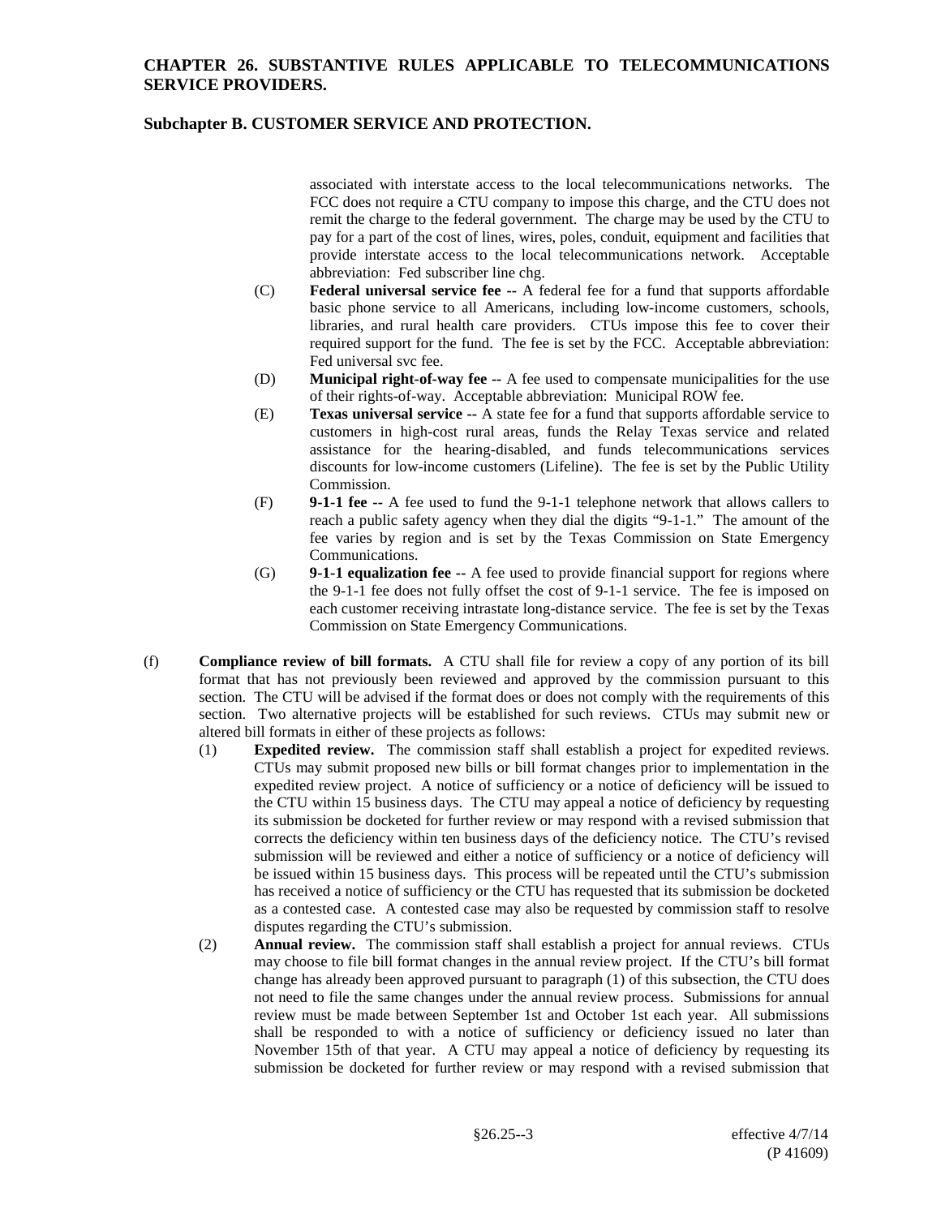associated with interstate access to the local telecommunications networks. The FCC does not require a CTU company to impose this charge, and the CTU does not remit the charge to the federal government. The charge may be used by the CTU to pay for a part of the cost of lines, wires, poles, conduit, equipment and facilities that provide interstate access to the local telecommunications network. Acceptable abbreviation: Fed subscriber line chg.

(C) **Federal universal service fee --** A federal fee for a fund that supports affordable basic phone service to all Americans, including low-income customers, schools, libraries, and rural health care providers. CTUs impose this fee to cover their required support for the fund. The fee is set by the FCC. Acceptable abbreviation: Fed universal svc fee.

(D) **Municipal right-of-way fee --** A fee used to compensate municipalities for the use of their rights-of-way. Acceptable abbreviation: Municipal ROW fee.

(E) **Texas universal service --** A state fee for a fund that supports affordable service to customers in high-cost rural areas, funds the Relay Texas service and related assistance for the hearing-disabled, and funds telecommunications services discounts for low-income customers (Lifeline). The fee is set by the Public Utility Commission.

(F) **9-1-1 fee --** A fee used to fund the 9-1-1 telephone network that allows callers to reach a public safety agency when they dial the digits "9-1-1." The amount of the fee varies by region and is set by the Texas Commission on State Emergency Communications.

(G) **9-1-1 equalization fee --** A fee used to provide financial support for regions where the 9-1-1 fee does not fully offset the cost of 9-1-1 service. The fee is imposed on each customer receiving intrastate long-distance service. The fee is set by the Texas Commission on State Emergency Communications.

(f) **Compliance review of bill formats.** A CTU shall file for review a copy of any portion of its bill format that has not previously been reviewed and approved by the commission pursuant to this section. The CTU will be advised if the format does or does not comply with the requirements of this section. Two alternative projects will be established for such reviews. CTUs may submit new or altered bill formats in either of these projects as follows:

(1) **Expedited review.** The commission staff shall establish a project for expedited reviews. CTUs may submit proposed new bills or bill format changes prior to implementation in the expedited review project. A notice of sufficiency or a notice of deficiency will be issued to the CTU within 15 business days. The CTU may appeal a notice of deficiency by requesting its submission be docketed for further review or may respond with a revised submission that corrects the deficiency within ten business days of the deficiency notice. The CTU's revised submission will be reviewed and either a notice of sufficiency or a notice of deficiency will be issued within 15 business days. This process will be repeated until the CTU's submission has received a notice of sufficiency or the CTU has requested that its submission be docketed as a contested case. A contested case may also be requested by commission staff to resolve disputes regarding the CTU's submission.

(2) **Annual review.** The commission staff shall establish a project for annual reviews. CTUs may choose to file bill format changes in the annual review project. If the CTU's bill format change has already been approved pursuant to paragraph (1) of this subsection, the CTU does not need to file the same changes under the annual review process. Submissions for annual review must be made between September 1st and October 1st each year. All submissions shall be responded to with a notice of sufficiency or deficiency issued no later than November 15th of that year. A CTU may appeal a notice of deficiency by requesting its submission be docketed for further review or may respond with a revised submission that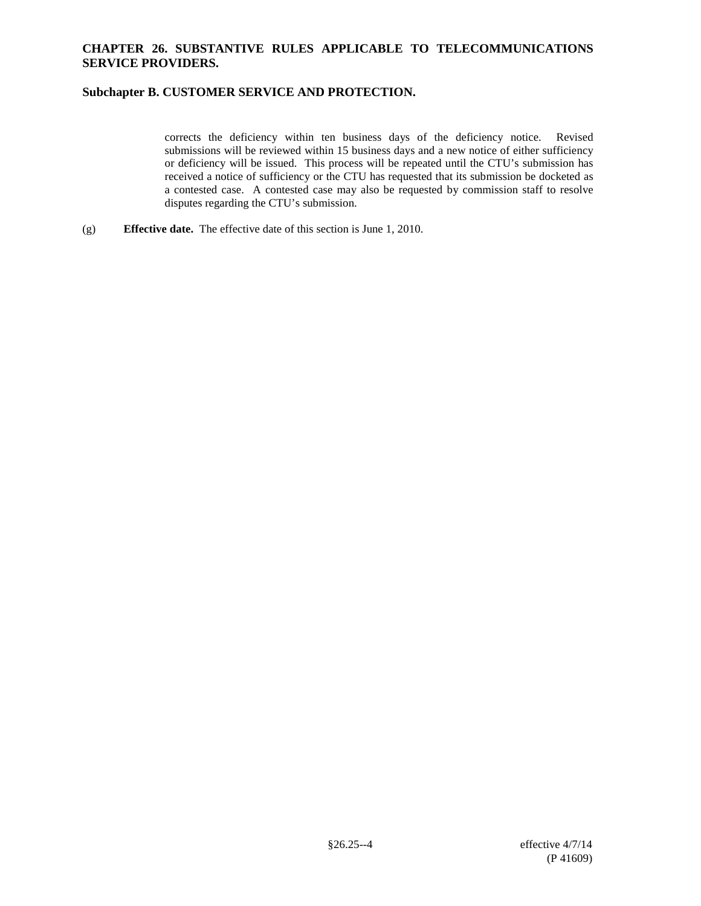corrects the deficiency within ten business days of the deficiency notice. Revised submissions will be reviewed within 15 business days and a new notice of either sufficiency or deficiency will be issued. This process will be repeated until the CTU's submission has received a notice of sufficiency or the CTU has requested that its submission be docketed as a contested case. A contested case may also be requested by commission staff to resolve disputes regarding the CTU's submission.

(g) **Effective date.** The effective date of this section is June 1, 2010.